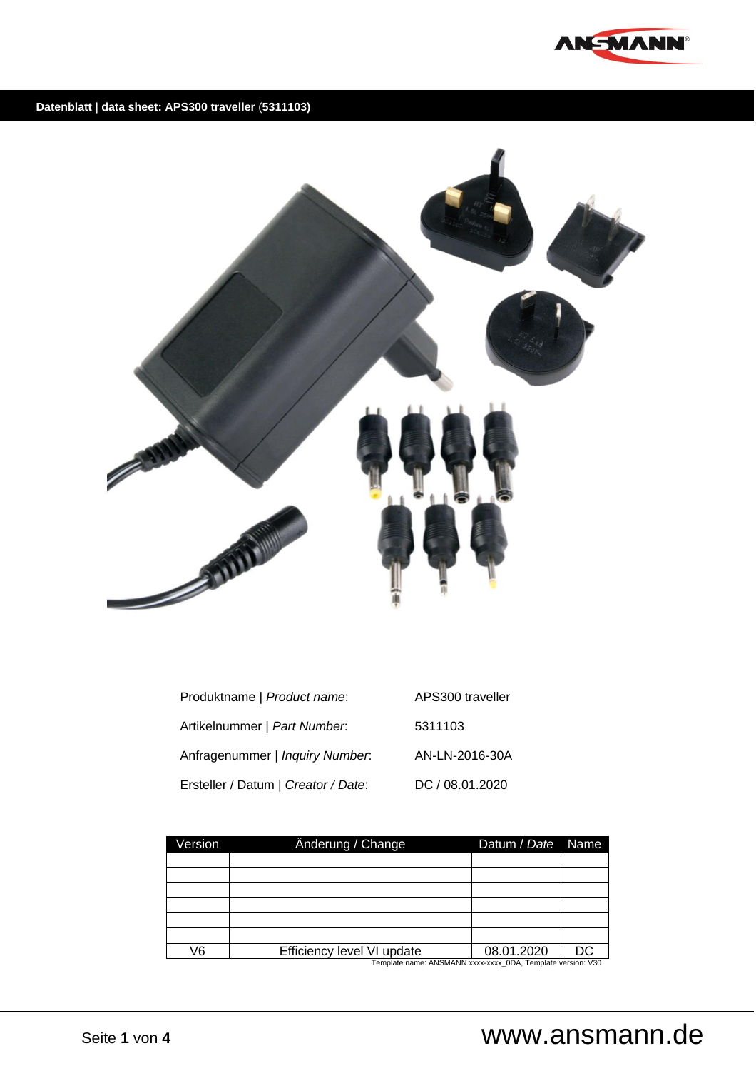**Datenblatt | data sheet: APS300 traveller (5311103)**

Produktname | *Product name*: APS300 traveller

Artikelnummer | *Part Number*: 5311103

Anfragenummer | *Inquiry Number*: AN-LN-2016-30A

Ersteller / Datum | *Creator / Date*: DC / 08.01.2020

| Version | Änderung / Change | Datum / *Date* | Name |
|---|---|---|---|
| | | | |
| | | | |
| | | | |
| | | | |
| | | | |
| | | | |
| V6 | Efficiency level VI update | 08.01.2020 | DC |

Template name: ANSMANN xxxx-xxxx_0DA, Template version: V30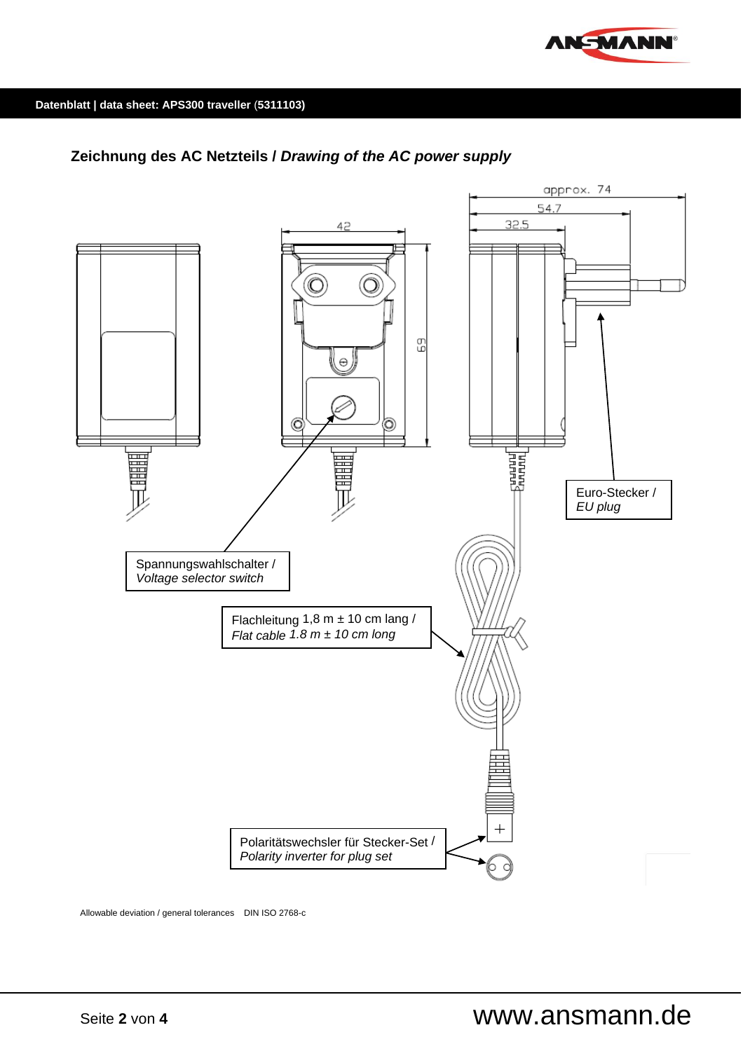Datenblatt | data sheet: APS300 traveller (5311103)

## Zeichnung des AC Netzteils / *Drawing of the AC power supply*

approx. 74

54.7

32.5

42

69

Euro-Stecker /
*EU plug*

Spannungswahlschalter /
*Voltage selector switch*

Flachleitung 1,8 m ± 10 cm lang /
*Flat cable 1.8 m ± 10 cm long*

Polaritätswechsler für Stecker-Set /
*Polarity inverter for plug set*

Allowable deviation / general tolerances DIN ISO 2768-c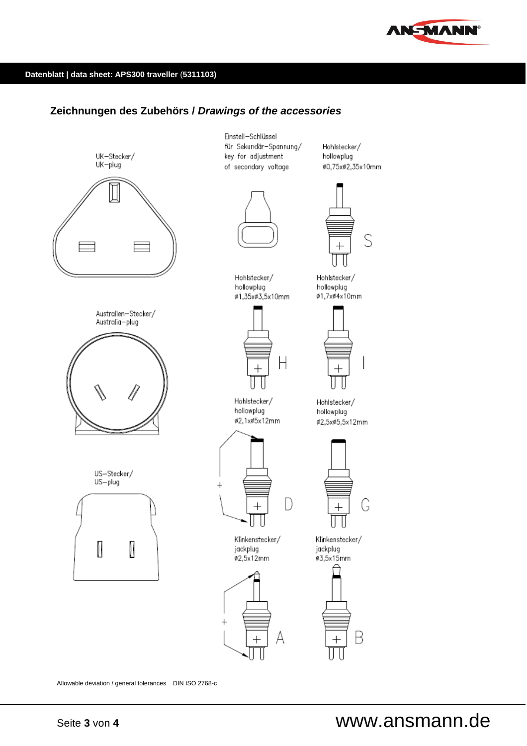Datenblatt | data sheet: APS300 traveller (5311103)

## Zeichnungen des Zubehörs / *Drawings of the accessories*

UK–Stecker/
UK–plug

Einstell–Schlüssel
für Sekundär–Spannung/
key for adjustment
of secondary voltage

Hohlstecker/
hollowplug
ø0,75xø2,35x10mm

S

Hohlstecker/
hollowplug
ø1,35xø3,5x10mm

H

Hohlstecker/
hollowplug
ø1,7xø4x10mm

I

Australien–Stecker/
Australia–plug

Hohlstecker/
hollowplug
ø2,1xø5x12mm

D

Hohlstecker/
hollowplug
ø2,5xø5,5x12mm

G

US–Stecker/
US–plug

Klinkenstecker/
jackplug
ø2,5x12mm

A

Klinkenstecker/
jackplug
ø3,5x15mm

B

Allowable deviation / general tolerances DIN ISO 2768-c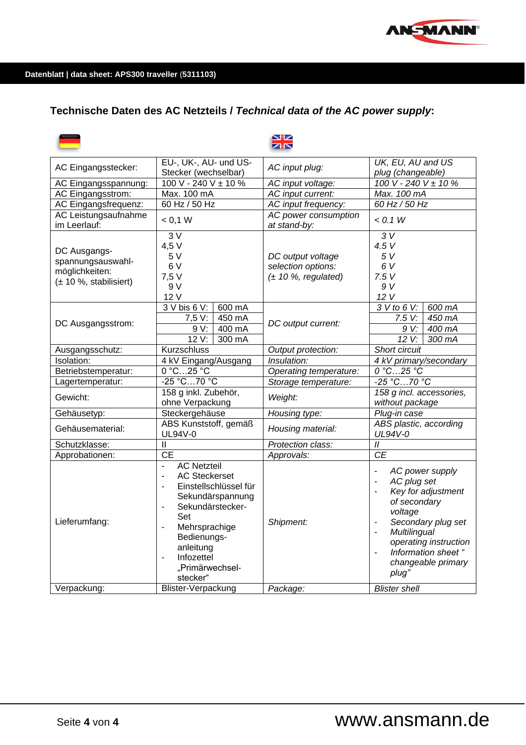Datenblatt | data sheet: APS300 traveller (5311103)

## Technische Daten des AC Netzteils / *Technical data of the AC power supply*:

| | | | |
|---|---|---|---|
| AC Eingangsstecker: | EU-, UK-, AU- und US-Stecker (wechselbar) | *AC input plug:* | *UK, EU, AU and US plug (changeable)* |
| AC Eingangsspannung: | 100 V - 240 V ± 10 % | *AC input voltage:* | *100 V - 240 V ± 10 %* |
| AC Eingangsstrom: | Max. 100 mA | *AC input current:* | *Max. 100 mA* |
| AC Eingangsfrequenz: | 60 Hz / 50 Hz | *AC input frequency:* | *60 Hz / 50 Hz* |
| AC Leistungsaufnahme im Leerlauf: | < 0,1 W | *AC power consumption at stand-by:* | *< 0.1 W* |
| DC Ausgangs-spannungsauswahl-möglichkeiten: (± 10 %, stabilisiert) | 3 V<br>4,5 V<br>5 V<br>6 V<br>7,5 V<br>9 V<br>12 V | *DC output voltage selection options: (± 10 %, regulated)* | *3 V*<br>*4.5 V*<br>*5 V*<br>*6 V*<br>*7.5 V*<br>*9 V*<br>*12 V* |
| DC Ausgangsstrom: | 3 V bis 6 V: 600 mA<br>7,5 V: 450 mA<br>9 V: 400 mA<br>12 V: 300 mA | *DC output current:* | *3 V to 6 V: 600 mA*<br>*7.5 V: 450 mA*<br>*9 V: 400 mA*<br>*12 V: 300 mA* |
| Ausgangsschutz: | Kurzschluss | *Output protection:* | *Short circuit* |
| Isolation: | 4 kV Eingang/Ausgang | *Insulation:* | *4 kV primary/secondary* |
| Betriebstemperatur: | 0 °C…25 °C | *Operating temperature:* | *0 °C…25 °C* |
| Lagertemperatur: | -25 °C…70 °C | *Storage temperature:* | *-25 °C…70 °C* |
| Gewicht: | 158 g inkl. Zubehör, ohne Verpackung | *Weight:* | *158 g incl. accessories, without package* |
| Gehäusetyp: | Steckergehäuse | *Housing type:* | *Plug-in case* |
| Gehäusematerial: | ABS Kunststoff, gemäß UL94V-0 | *Housing material:* | *ABS plastic, according UL94V-0* |
| Schutzklasse: | II | *Protection class:* | *II* |
| Approbationen: | CE | *Approvals:* | *CE* |
| Lieferumfang: | - AC Netzteil<br>- AC Steckerset<br>- Einstellschlüssel für Sekundärspannung<br>- Sekundärstecker-Set<br>- Mehrsprachige Bedienungs-anleitung<br>- Infozettel „Primärwechsel-stecker“ | *Shipment:* | *- AC power supply*<br>*- AC plug set*<br>*- Key for adjustment of secondary voltage*<br>*- Secondary plug set*<br>*- Multilingual operating instruction*<br>*- Information sheet “ changeable primary plug”* |
| Verpackung: | Blister-Verpackung | *Package:* | *Blister shell* |

www.ansmann.de